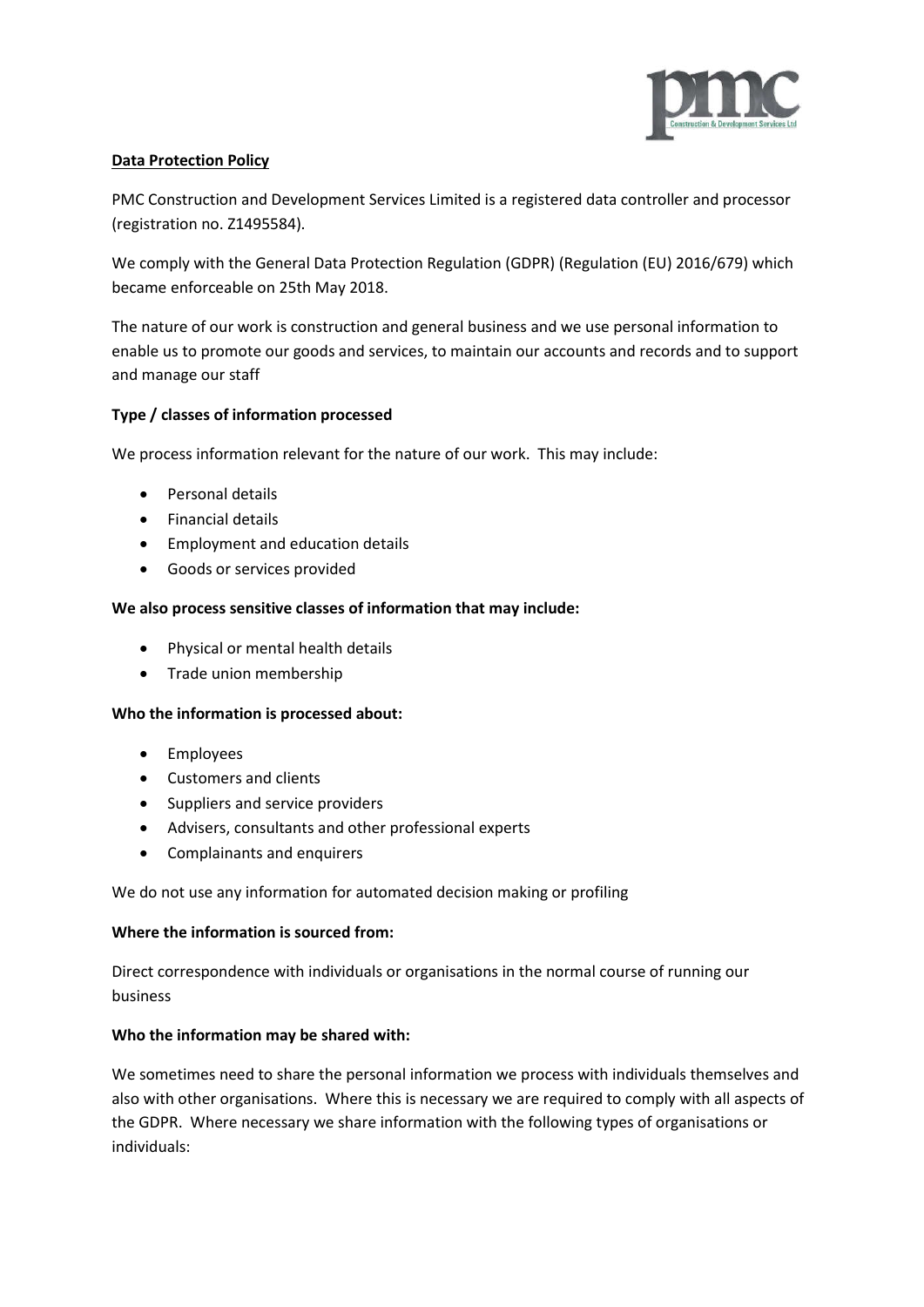## Data Protection Policy

PMC Construction and Development Services Limited is a registered data controller and processor (registration no. Z1495584).

We comply with the General Data Protection Regulation (GDPR) (Regulation (EU) 2016/679) which became enforceable on 25th May 2018.

The nature of our work is construction and general business and we use personal information to enable us to promote our goods and services, to maintain our accounts and records and to support and manage our staff

**Type / classes of information processed**

We process information relevant for the nature of our work. This may include:

- Personal details
- Financial details
- Employment and education details
- Goods or services provided

**We also process sensitive classes of information that may include:**

- Physical or mental health details
- Trade union membership

**Who the information is processed about:**

- Employees
- Customers and clients
- Suppliers and service providers
- Advisers, consultants and other professional experts
- Complainants and enquirers

We do not use any information for automated decision making or profiling

**Where the information is sourced from:**

Direct correspondence with individuals or organisations in the normal course of running our business

**Who the information may be shared with:**

We sometimes need to share the personal information we process with individuals themselves and also with other organisations. Where this is necessary we are required to comply with all aspects of the GDPR. Where necessary we share information with the following types of organisations or individuals: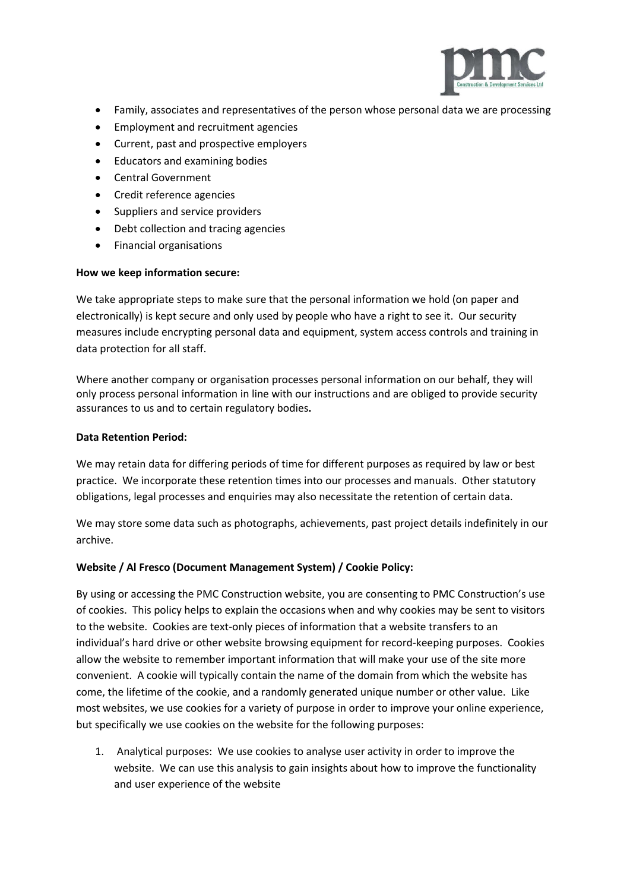- Family, associates and representatives of the person whose personal data we are processing
- Employment and recruitment agencies
- Current, past and prospective employers
- Educators and examining bodies
- Central Government
- Credit reference agencies
- Suppliers and service providers
- Debt collection and tracing agencies
- Financial organisations

**How we keep information secure:**

We take appropriate steps to make sure that the personal information we hold (on paper and electronically) is kept secure and only used by people who have a right to see it. Our security measures include encrypting personal data and equipment, system access controls and training in data protection for all staff.

Where another company or organisation processes personal information on our behalf, they will only process personal information in line with our instructions and are obliged to provide security assurances to us and to certain regulatory bodies**.**

**Data Retention Period:**

We may retain data for differing periods of time for different purposes as required by law or best practice. We incorporate these retention times into our processes and manuals. Other statutory obligations, legal processes and enquiries may also necessitate the retention of certain data.

We may store some data such as photographs, achievements, past project details indefinitely in our archive.

**Website / Al Fresco (Document Management System) / Cookie Policy:**

By using or accessing the PMC Construction website, you are consenting to PMC Construction's use of cookies. This policy helps to explain the occasions when and why cookies may be sent to visitors to the website. Cookies are text-only pieces of information that a website transfers to an individual's hard drive or other website browsing equipment for record-keeping purposes. Cookies allow the website to remember important information that will make your use of the site more convenient. A cookie will typically contain the name of the domain from which the website has come, the lifetime of the cookie, and a randomly generated unique number or other value. Like most websites, we use cookies for a variety of purpose in order to improve your online experience, but specifically we use cookies on the website for the following purposes:

1. Analytical purposes: We use cookies to analyse user activity in order to improve the website. We can use this analysis to gain insights about how to improve the functionality and user experience of the website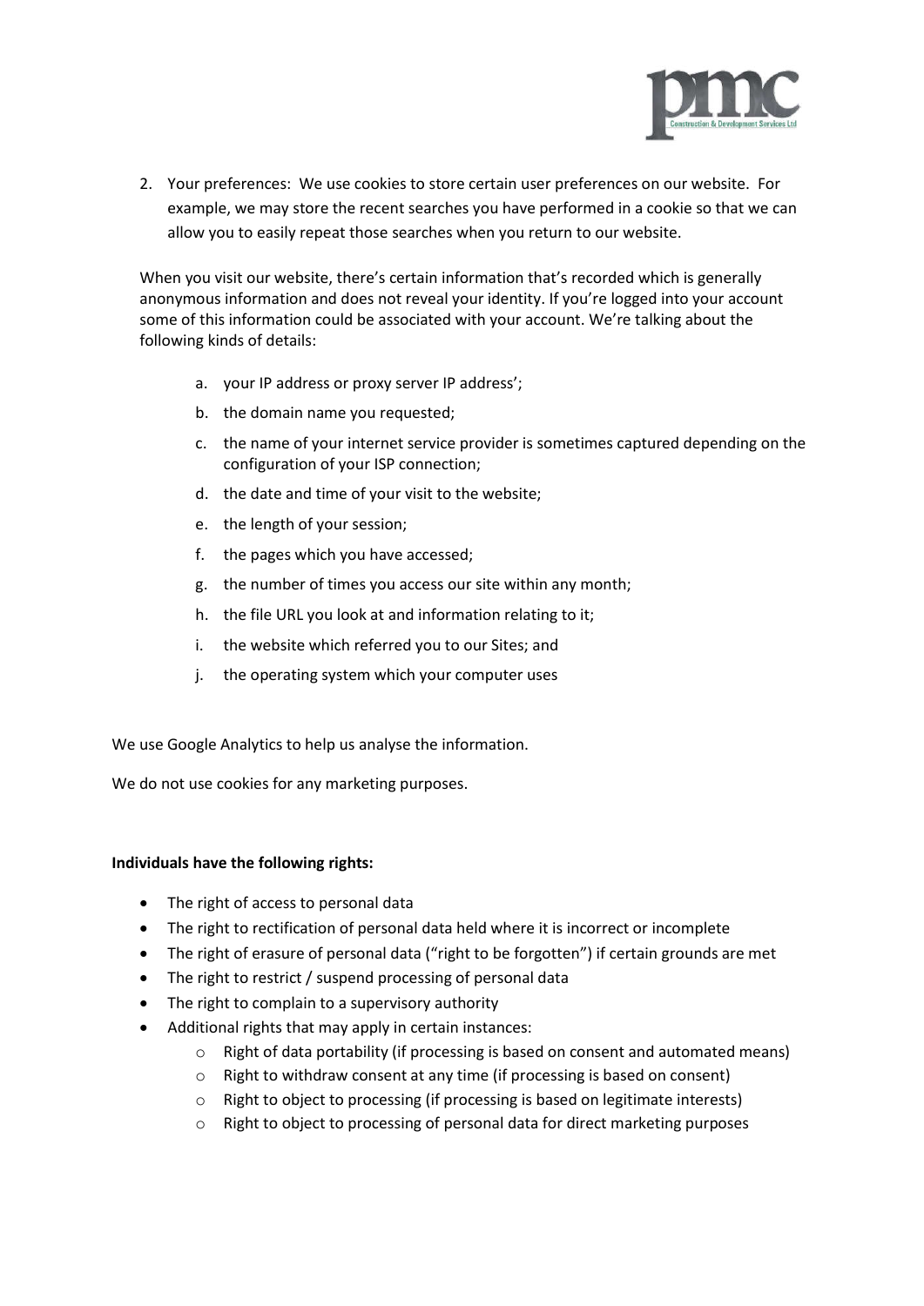2. Your preferences: We use cookies to store certain user preferences on our website. For example, we may store the recent searches you have performed in a cookie so that we can allow you to easily repeat those searches when you return to our website.

When you visit our website, there's certain information that's recorded which is generally anonymous information and does not reveal your identity. If you're logged into your account some of this information could be associated with your account. We're talking about the following kinds of details:

a. your IP address or proxy server IP address';
b. the domain name you requested;
c. the name of your internet service provider is sometimes captured depending on the configuration of your ISP connection;
d. the date and time of your visit to the website;
e. the length of your session;
f. the pages which you have accessed;
g. the number of times you access our site within any month;
h. the file URL you look at and information relating to it;
i. the website which referred you to our Sites; and
j. the operating system which your computer uses

We use Google Analytics to help us analyse the information.

We do not use cookies for any marketing purposes.

**Individuals have the following rights:**

- The right of access to personal data
- The right to rectification of personal data held where it is incorrect or incomplete
- The right of erasure of personal data ("right to be forgotten") if certain grounds are met
- The right to restrict / suspend processing of personal data
- The right to complain to a supervisory authority
- Additional rights that may apply in certain instances:
    - Right of data portability (if processing is based on consent and automated means)
    - Right to withdraw consent at any time (if processing is based on consent)
    - Right to object to processing (if processing is based on legitimate interests)
    - Right to object to processing of personal data for direct marketing purposes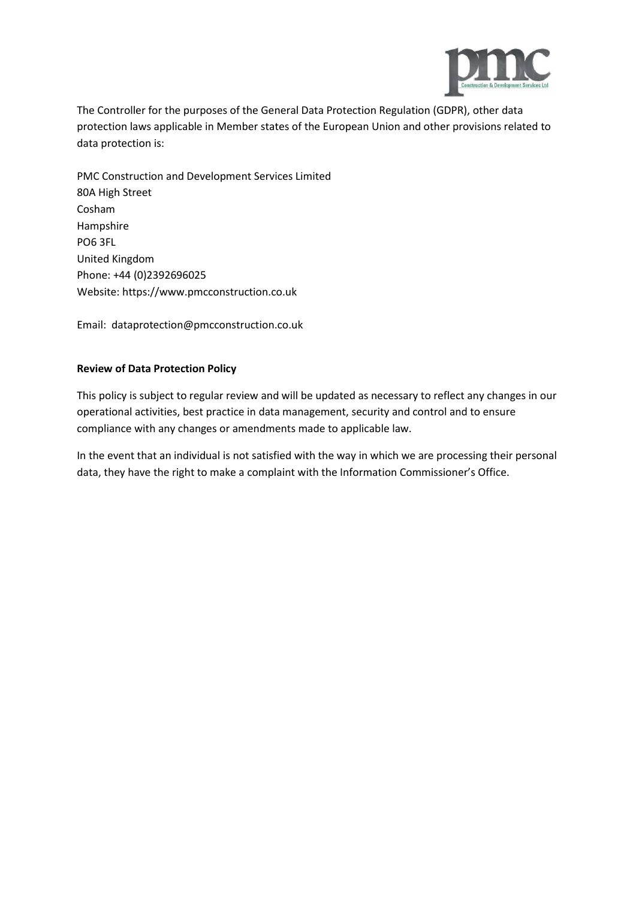The Controller for the purposes of the General Data Protection Regulation (GDPR), other data protection laws applicable in Member states of the European Union and other provisions related to data protection is:

PMC Construction and Development Services Limited
80A High Street
Cosham
Hampshire
PO6 3FL
United Kingdom
Phone: +44 (0)2392696025
Website: https://www.pmcconstruction.co.uk

Email: dataprotection@pmcconstruction.co.uk

**Review of Data Protection Policy**

This policy is subject to regular review and will be updated as necessary to reflect any changes in our operational activities, best practice in data management, security and control and to ensure compliance with any changes or amendments made to applicable law.

In the event that an individual is not satisfied with the way in which we are processing their personal data, they have the right to make a complaint with the Information Commissioner's Office.